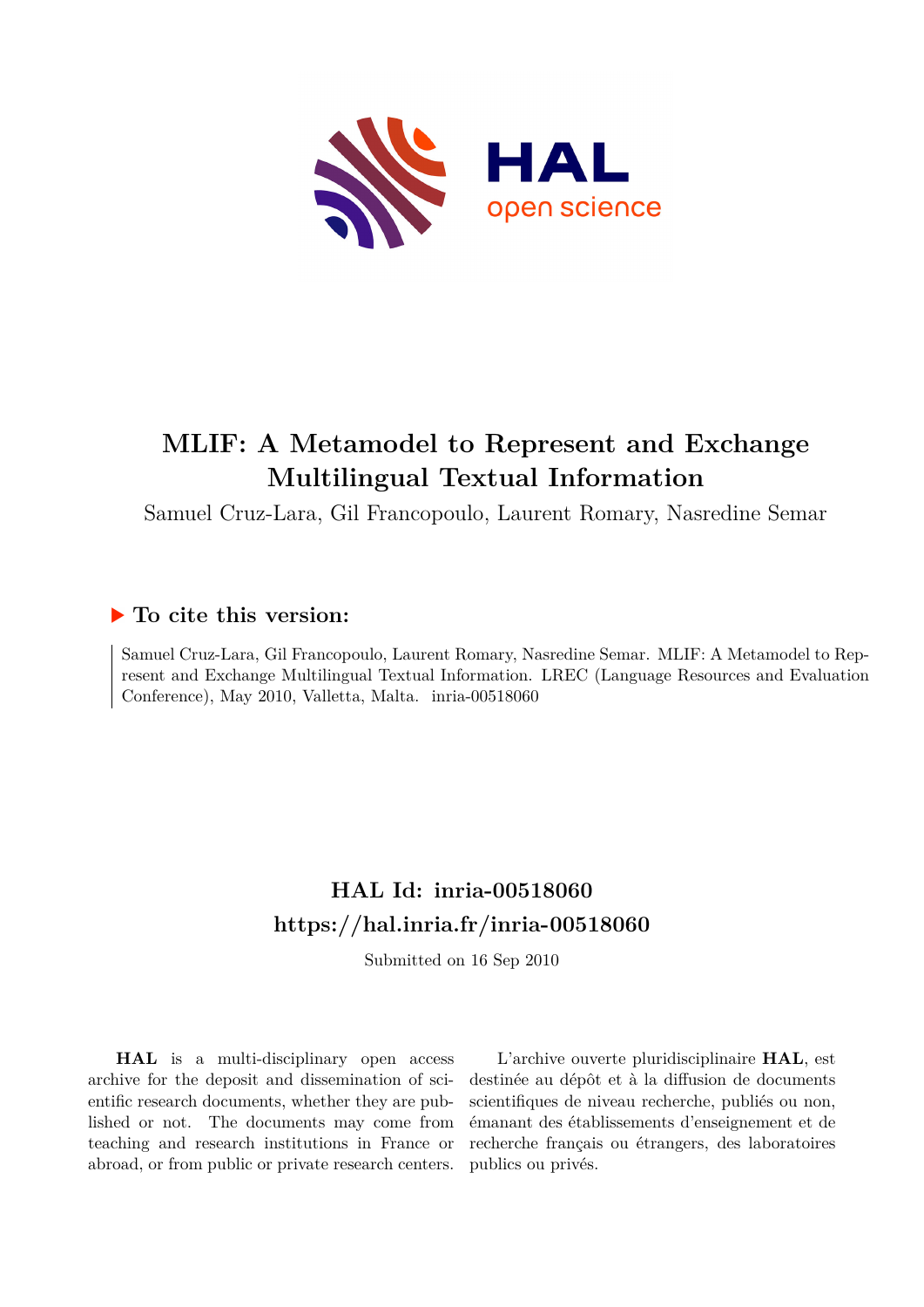# MLIF: A Metamodel to Represent and Exchange Multilingual Textual Information

Samuel Cruz-Lara, Gil Francopoulo, Laurent Romary, Nasredine Semar

## ▶ To cite this version:

Samuel Cruz-Lara, Gil Francopoulo, Laurent Romary, Nasredine Semar. MLIF: A Metamodel to Represent and Exchange Multilingual Textual Information. LREC (Language Resources and Evaluation Conference), May 2010, Valletta, Malta. inria-00518060

## HAL Id: inria-00518060

## https://hal.inria.fr/inria-00518060

Submitted on 16 Sep 2010

**HAL** is a multi-disciplinary open access archive for the deposit and dissemination of scientific research documents, whether they are published or not. The documents may come from teaching and research institutions in France or abroad, or from public or private research centers.

L'archive ouverte pluridisciplinaire **HAL**, est destinée au dépôt et à la diffusion de documents scientifiques de niveau recherche, publiés ou non, émanant des établissements d'enseignement et de recherche français ou étrangers, des laboratoires publics ou privés.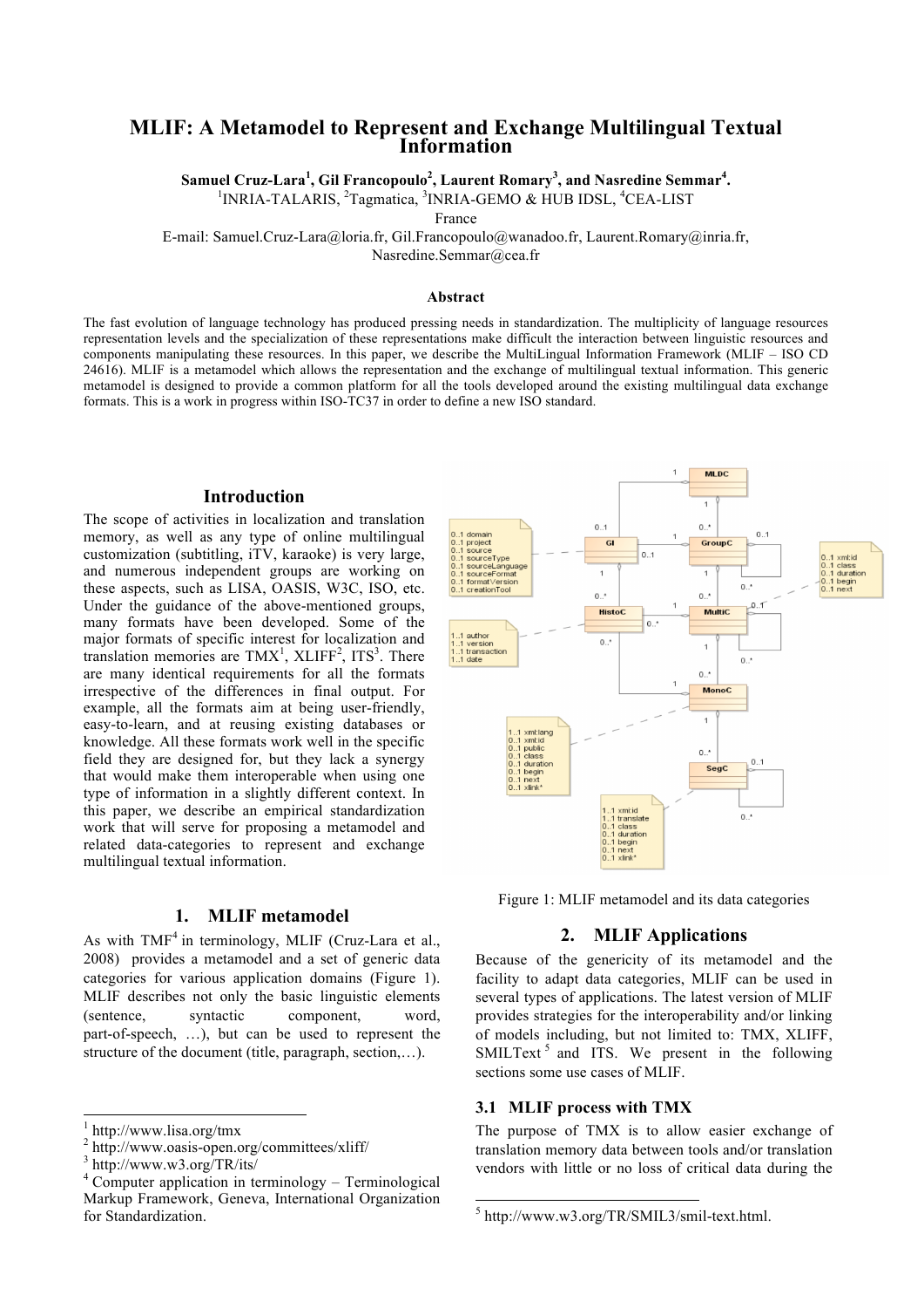# MLIF: A Metamodel to Represent and Exchange Multilingual Textual Information

**Samuel Cruz-Lara[1], Gil Francopoulo[2], Laurent Romary[3], and Nasredine Semmar[4].**

[1]INRIA-TALARIS, [2]Tagmatica, [3]INRIA-GEMO & HUB IDSL, [4]CEA-LIST

France

E-mail: Samuel.Cruz-Lara@loria.fr, Gil.Francopoulo@wanadoo.fr, Laurent.Romary@inria.fr, Nasredine.Semmar@cea.fr

### Abstract

The fast evolution of language technology has produced pressing needs in standardization. The multiplicity of language resources representation levels and the specialization of these representations make difficult the interaction between linguistic resources and components manipulating these resources. In this paper, we describe the MultiLingual Information Framework (MLIF – ISO CD 24616). MLIF is a metamodel which allows the representation and the exchange of multilingual textual information. This generic metamodel is designed to provide a common platform for all the tools developed around the existing multilingual data exchange formats. This is a work in progress within ISO-TC37 in order to define a new ISO standard.

## Introduction

The scope of activities in localization and translation memory, as well as any type of online multilingual customization (subtitling, iTV, karaoke) is very large, and numerous independent groups are working on these aspects, such as LISA, OASIS, W3C, ISO, etc. Under the guidance of the above-mentioned groups, many formats have been developed. Some of the major formats of specific interest for localization and translation memories are TMX[1], XLIFF[2], ITS[3]. There are many identical requirements for all the formats irrespective of the differences in final output. For example, all the formats aim at being user-friendly, easy-to-learn, and at reusing existing databases or knowledge. All these formats work well in the specific field they are designed for, but they lack a synergy that would make them interoperable when using one type of information in a slightly different context. In this paper, we describe an empirical standardization work that will serve for proposing a metamodel and related data-categories to represent and exchange multilingual textual information.

## 1. MLIF metamodel

As with TMF[4] in terminology, MLIF (Cruz-Lara et al., 2008) provides a metamodel and a set of generic data categories for various application domains (Figure 1). MLIF describes not only the basic linguistic elements (sentence, syntactic component, word, part-of-speech, …), but can be used to represent the structure of the document (title, paragraph, section,…).

Figure 1: MLIF metamodel and its data categories

## 2. MLIF Applications

Because of the genericity of its metamodel and the facility to adapt data categories, MLIF can be used in several types of applications. The latest version of MLIF provides strategies for the interoperability and/or linking of models including, but not limited to: TMX, XLIFF, SMILText[5] and ITS. We present in the following sections some use cases of MLIF.

### 3.1 MLIF process with TMX

The purpose of TMX is to allow easier exchange of translation memory data between tools and/or translation vendors with little or no loss of critical data during the

---

[1] http://www.lisa.org/tmx

[2] http://www.oasis-open.org/committees/xliff/

[3] http://www.w3.org/TR/its/

[4] Computer application in terminology – Terminological Markup Framework, Geneva, International Organization for Standardization.

[5] http://www.w3.org/TR/SMIL3/smil-text.html.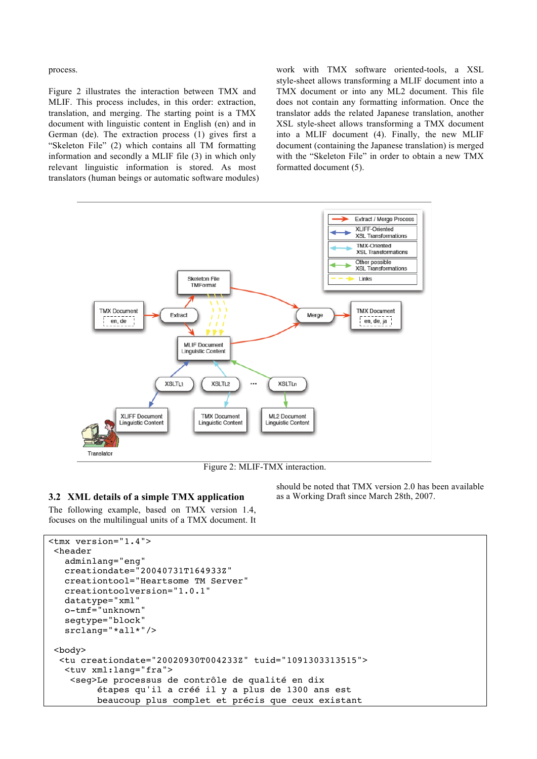process.

Figure 2 illustrates the interaction between TMX and MLIF. This process includes, in this order: extraction, translation, and merging. The starting point is a TMX document with linguistic content in English (en) and in German (de). The extraction process (1) gives first a “Skeleton File” (2) which contains all TM formatting information and secondly a MLIF file (3) in which only relevant linguistic information is stored. As most translators (human beings or automatic software modules) work with TMX software oriented-tools, a XSL style-sheet allows transforming a MLIF document into a TMX document or into any ML2 document. This file does not contain any formatting information. Once the translator adds the related Japanese translation, another XSL style-sheet allows transforming a TMX document into a MLIF document (4). Finally, the new MLIF document (containing the Japanese translation) is merged with the “Skeleton File” in order to obtain a new TMX formatted document (5).

Figure 2: MLIF-TMX interaction.

### 3.2 XML details of a simple TMX application

The following example, based on TMX version 1.4, focuses on the multilingual units of a TMX document. It should be noted that TMX version 2.0 has been available as a Working Draft since March 28th, 2007.

```
<tmx version="1.4">
 <header
   adminlang="eng"
   creationdate="20040731T164933Z"
   creationtool="Heartsome TM Server"
   creationtoolversion="1.0.1"
   datatype="xml"
   o-tmf="unknown"
   segtype="block"
   srclang="*all*"/>

 <body>
  <tu creationdate="20020930T004233Z" tuid="1091303313515">
   <tuv xml:lang="fra">
    <seg>Le processus de contrôle de qualité en dix
         étapes qu'il a créé il y a plus de 1300 ans est
         beaucoup plus complet et précis que ceux existant
```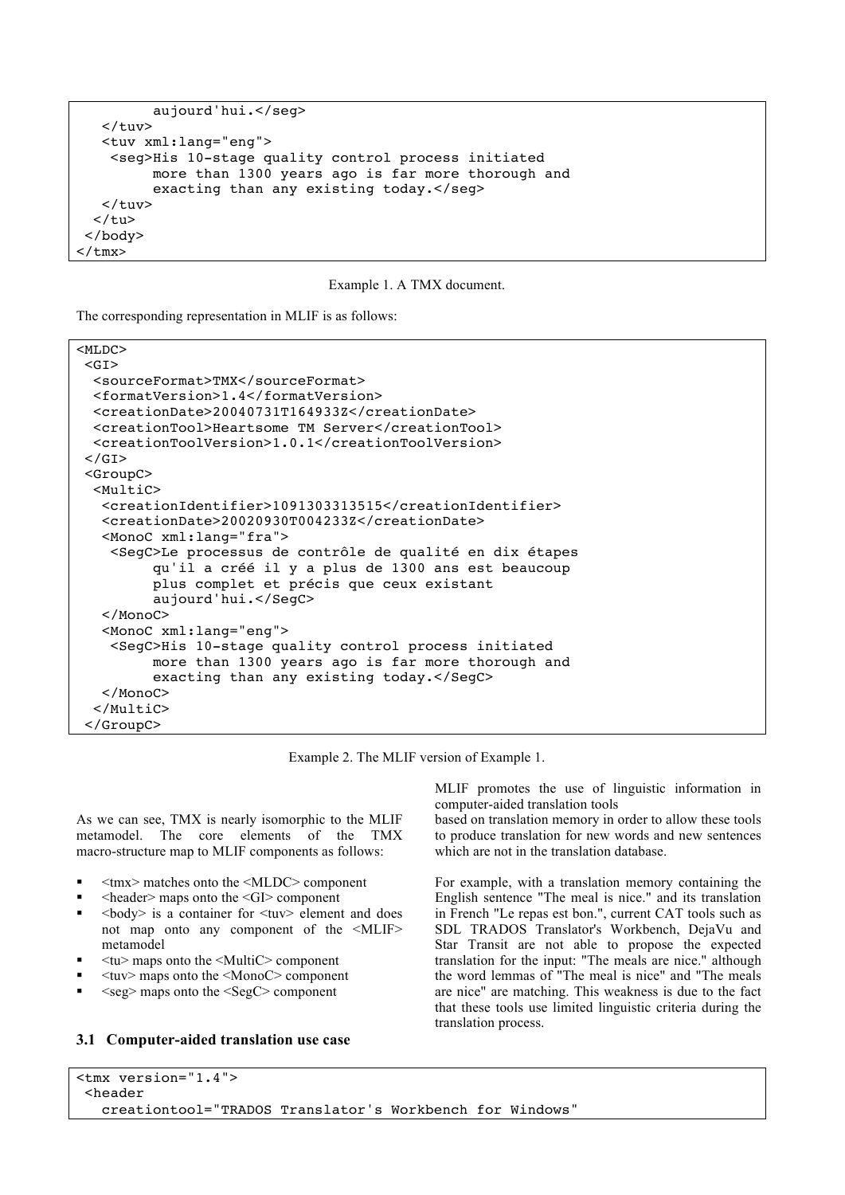```
          aujourd'hui.</seg>
   </tuv>
   <tuv xml:lang="eng">
    <seg>His 10-stage quality control process initiated
          more than 1300 years ago is far more thorough and
          exacting than any existing today.</seg>
   </tuv>
  </tu>
 </body>
</tmx>
```

Example 1. A TMX document.

The corresponding representation in MLIF is as follows:

```
<MLDC>
 <GI>
  <sourceFormat>TMX</sourceFormat>
  <formatVersion>1.4</formatVersion>
  <creationDate>20040731T164933Z</creationDate>
  <creationTool>Heartsome TM Server</creationTool>
  <creationToolVersion>1.0.1</creationToolVersion>
 </GI>
 <GroupC>
  <MultiC>
   <creationIdentifier>1091303313515</creationIdentifier>
   <creationDate>20020930T004233Z</creationDate>
   <MonoC xml:lang="fra">
    <SegC>Le processus de contrôle de qualité en dix étapes
          qu'il a créé il y a plus de 1300 ans est beaucoup
          plus complet et précis que ceux existant
          aujourd'hui.</SegC>
   </MonoC>
   <MonoC xml:lang="eng">
    <SegC>His 10-stage quality control process initiated
          more than 1300 years ago is far more thorough and
          exacting than any existing today.</SegC>
   </MonoC>
  </MultiC>
 </GroupC>
```

Example 2. The MLIF version of Example 1.

As we can see, TMX is nearly isomorphic to the MLIF metamodel. The core elements of the TMX macro-structure map to MLIF components as follows:

- <tmx> matches onto the <MLDC> component
- <header> maps onto the <GI> component
- <body> is a container for <tuv> element and does not map onto any component of the <MLIF> metamodel
- <tu> maps onto the <MultiC> component
- <tuv> maps onto the <MonoC> component
- <seg> maps onto the <SegC> component

### 3.1 Computer-aided translation use case

MLIF promotes the use of linguistic information in computer-aided translation tools based on translation memory in order to allow these tools to produce translation for new words and new sentences which are not in the translation database.

For example, with a translation memory containing the English sentence "The meal is nice." and its translation in French "Le repas est bon.", current CAT tools such as SDL TRADOS Translator's Workbench, DejaVu and Star Transit are not able to propose the expected translation for the input: "The meals are nice." although the word lemmas of "The meal is nice" and "The meals are nice" are matching. This weakness is due to the fact that these tools use limited linguistic criteria during the translation process.

```
<tmx version="1.4">
 <header
   creationtool="TRADOS Translator's Workbench for Windows"
```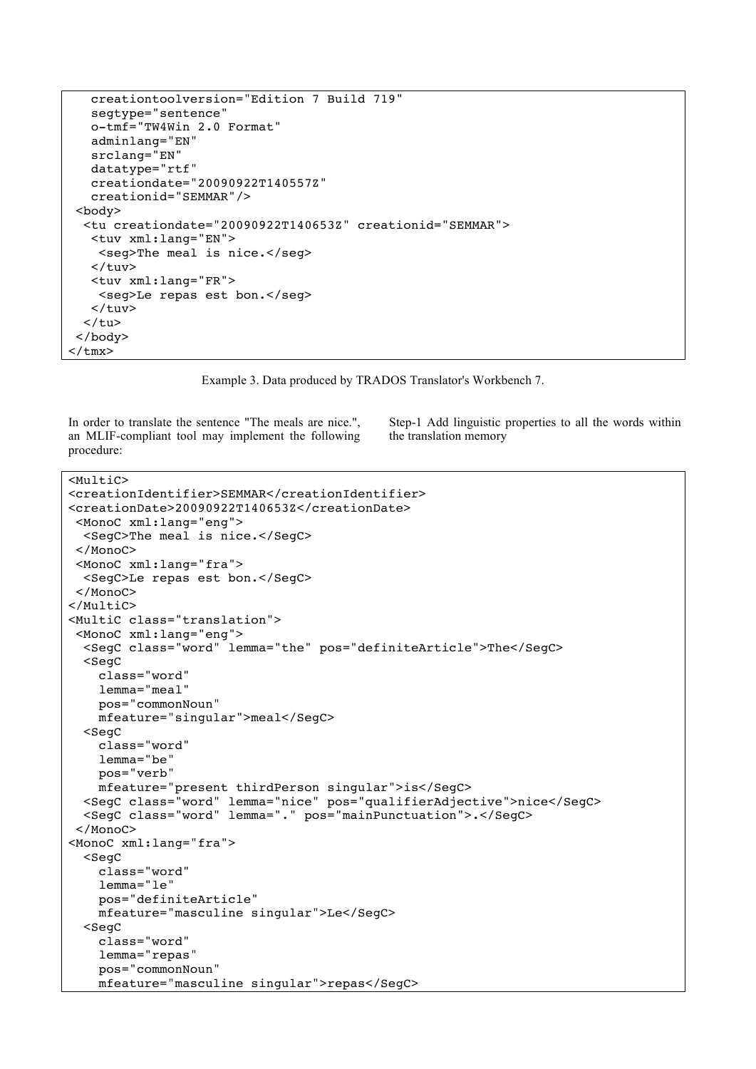```
    creationtoolversion="Edition 7 Build 719"
    segtype="sentence"
    o-tmf="TW4Win 2.0 Format"
    adminlang="EN"
    srclang="EN"
    datatype="rtf"
    creationdate="20090922T140557Z"
    creationid="SEMMAR"/>
 <body>
  <tu creationdate="20090922T140653Z" creationid="SEMMAR">
   <tuv xml:lang="EN">
    <seg>The meal is nice.</seg>
   </tuv>
   <tuv xml:lang="FR">
    <seg>Le repas est bon.</seg>
   </tuv>
  </tu>
 </body>
</tmx>
```

Example 3. Data produced by TRADOS Translator's Workbench 7.

In order to translate the sentence "The meals are nice.", an MLIF-compliant tool may implement the following procedure:

Step-1 Add linguistic properties to all the words within the translation memory

```
<MultiC>
<creationIdentifier>SEMMAR</creationIdentifier>
<creationDate>20090922T140653Z</creationDate>
 <MonoC xml:lang="eng">
  <SegC>The meal is nice.</SegC>
 </MonoC>
 <MonoC xml:lang="fra">
  <SegC>Le repas est bon.</SegC>
 </MonoC>
</MultiC>
<MultiC class="translation">
 <MonoC xml:lang="eng">
  <SegC class="word" lemma="the" pos="definiteArticle">The</SegC>
  <SegC
    class="word"
    lemma="meal"
    pos="commonNoun"
    mfeature="singular">meal</SegC>
  <SegC
    class="word"
    lemma="be"
    pos="verb"
    mfeature="present thirdPerson singular">is</SegC>
  <SegC class="word" lemma="nice" pos="qualifierAdjective">nice</SegC>
  <SegC class="word" lemma="." pos="mainPunctuation">.</SegC>
 </MonoC>
<MonoC xml:lang="fra">
  <SegC
    class="word"
    lemma="le"
    pos="definiteArticle"
    mfeature="masculine singular">Le</SegC>
  <SegC
    class="word"
    lemma="repas"
    pos="commonNoun"
    mfeature="masculine singular">repas</SegC>
```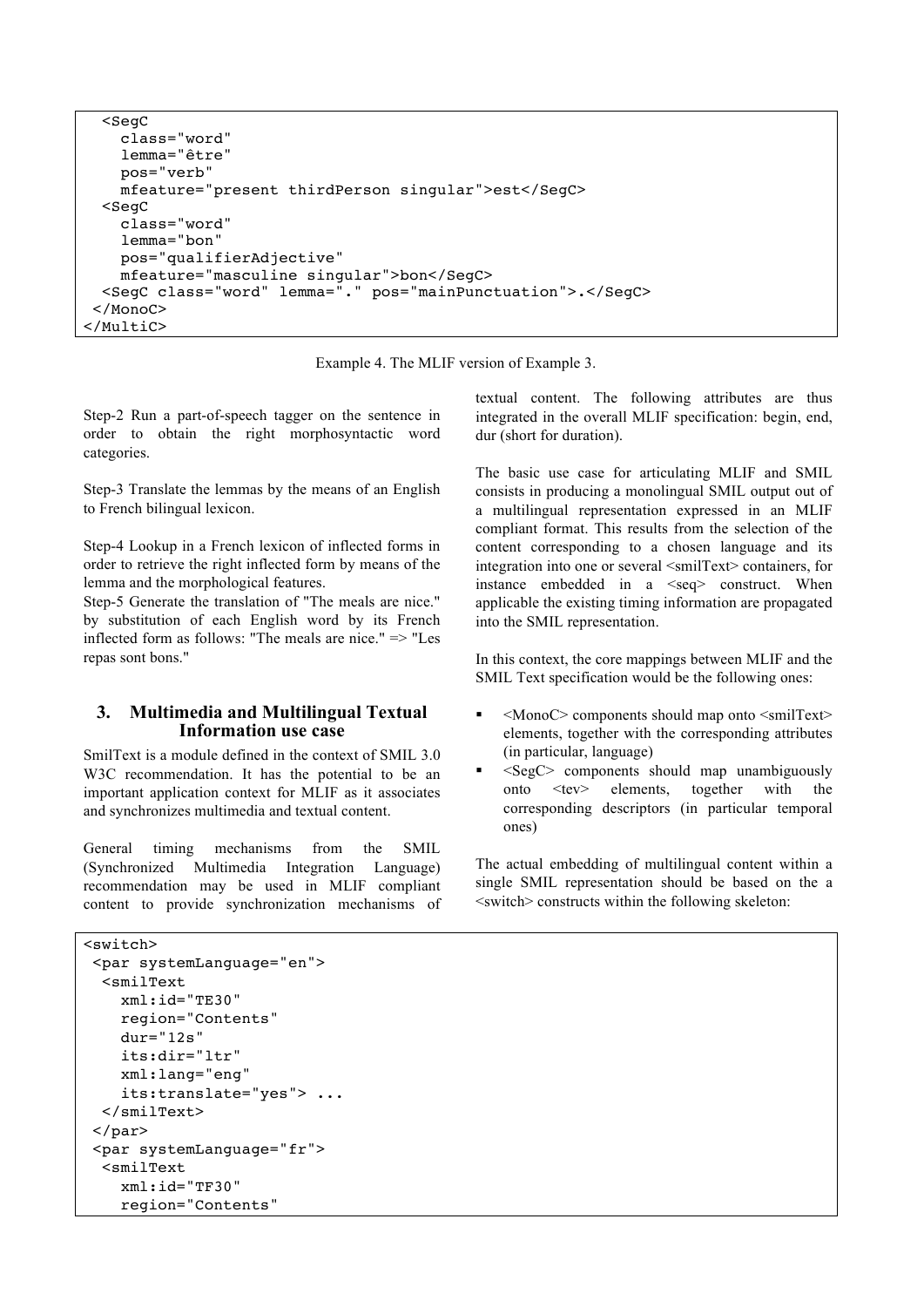```
  <SegC
    class="word"
    lemma="être"
    pos="verb"
    mfeature="present thirdPerson singular">est</SegC>
  <SegC
    class="word"
    lemma="bon"
    pos="qualifierAdjective"
    mfeature="masculine singular">bon</SegC>
  <SegC class="word" lemma="." pos="mainPunctuation">.</SegC>
 </MonoC>
</MultiC>
```

Example 4. The MLIF version of Example 3.

Step-2 Run a part-of-speech tagger on the sentence in order to obtain the right morphosyntactic word categories.

Step-3 Translate the lemmas by the means of an English to French bilingual lexicon.

Step-4 Lookup in a French lexicon of inflected forms in order to retrieve the right inflected form by means of the lemma and the morphological features.

Step-5 Generate the translation of "The meals are nice." by substitution of each English word by its French inflected form as follows: "The meals are nice." => "Les repas sont bons."

## 3. Multimedia and Multilingual Textual Information use case

SmilText is a module defined in the context of SMIL 3.0 W3C recommendation. It has the potential to be an important application context for MLIF as it associates and synchronizes multimedia and textual content.

General timing mechanisms from the SMIL (Synchronized Multimedia Integration Language) recommendation may be used in MLIF compliant content to provide synchronization mechanisms of textual content. The following attributes are thus integrated in the overall MLIF specification: begin, end, dur (short for duration).

The basic use case for articulating MLIF and SMIL consists in producing a monolingual SMIL output out of a multilingual representation expressed in an MLIF compliant format. This results from the selection of the content corresponding to a chosen language and its integration into one or several <smilText> containers, for instance embedded in a <seq> construct. When applicable the existing timing information are propagated into the SMIL representation.

In this context, the core mappings between MLIF and the SMIL Text specification would be the following ones:

- <MonoC> components should map onto <smilText> elements, together with the corresponding attributes (in particular, language)
- <SegC> components should map unambiguously onto <tev> elements, together with the corresponding descriptors (in particular temporal ones)

The actual embedding of multilingual content within a single SMIL representation should be based on the a <switch> constructs within the following skeleton:

```
<switch>
 <par systemLanguage="en">
  <smilText
    xml:id="TE30"
    region="Contents"
    dur="12s"
    its:dir="ltr"
    xml:lang="eng"
    its:translate="yes"> ...
  </smilText>
 </par>
 <par systemLanguage="fr">
  <smilText
    xml:id="TF30"
    region="Contents"
```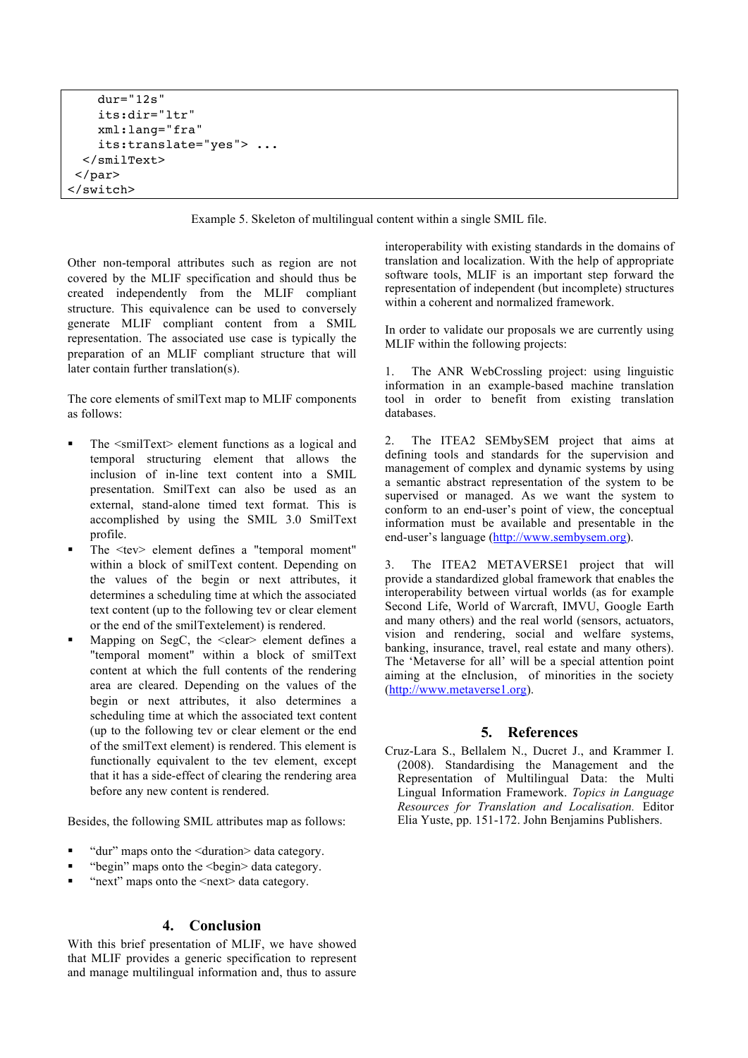```
    dur="12s"
    its:dir="ltr"
    xml:lang="fra"
    its:translate="yes"> ...
  </smilText>
 </par>
</switch>
```

Example 5. Skeleton of multilingual content within a single SMIL file.

Other non-temporal attributes such as region are not covered by the MLIF specification and should thus be created independently from the MLIF compliant structure. This equivalence can be used to conversely generate MLIF compliant content from a SMIL representation. The associated use case is typically the preparation of an MLIF compliant structure that will later contain further translation(s).

The core elements of smilText map to MLIF components as follows:

- The <smilText> element functions as a logical and temporal structuring element that allows the inclusion of in-line text content into a SMIL presentation. SmilText can also be used as an external, stand-alone timed text format. This is accomplished by using the SMIL 3.0 SmilText profile.
- The <tev> element defines a "temporal moment" within a block of smilText content. Depending on the values of the begin or next attributes, it determines a scheduling time at which the associated text content (up to the following tev or clear element or the end of the smilTextelement) is rendered.
- Mapping on SegC, the <clear> element defines a "temporal moment" within a block of smilText content at which the full contents of the rendering area are cleared. Depending on the values of the begin or next attributes, it also determines a scheduling time at which the associated text content (up to the following tev or clear element or the end of the smilText element) is rendered. This element is functionally equivalent to the tev element, except that it has a side-effect of clearing the rendering area before any new content is rendered.

Besides, the following SMIL attributes map as follows:

- "dur" maps onto the <duration> data category.
- "begin" maps onto the <begin> data category.
- "next" maps onto the <next> data category.

## 4. Conclusion

With this brief presentation of MLIF, we have showed that MLIF provides a generic specification to represent and manage multilingual information and, thus to assure interoperability with existing standards in the domains of translation and localization. With the help of appropriate software tools, MLIF is an important step forward the representation of independent (but incomplete) structures within a coherent and normalized framework.

In order to validate our proposals we are currently using MLIF within the following projects:

1. The ANR WebCrossling project: using linguistic information in an example-based machine translation tool in order to benefit from existing translation databases.

2. The ITEA2 SEMbySEM project that aims at defining tools and standards for the supervision and management of complex and dynamic systems by using a semantic abstract representation of the system to be supervised or managed. As we want the system to conform to an end-user's point of view, the conceptual information must be available and presentable in the end-user's language (http://www.sembysem.org).

3. The ITEA2 METAVERSE1 project that will provide a standardized global framework that enables the interoperability between virtual worlds (as for example Second Life, World of Warcraft, IMVU, Google Earth and many others) and the real world (sensors, actuators, vision and rendering, social and welfare systems, banking, insurance, travel, real estate and many others). The 'Metaverse for all' will be a special attention point aiming at the eInclusion, of minorities in the society (http://www.metaverse1.org).

## 5. References

Cruz-Lara S., Bellalem N., Ducret J., and Krammer I. (2008). Standardising the Management and the Representation of Multilingual Data: the Multi Lingual Information Framework. *Topics in Language Resources for Translation and Localisation.* Editor Elia Yuste, pp. 151-172. John Benjamins Publishers.